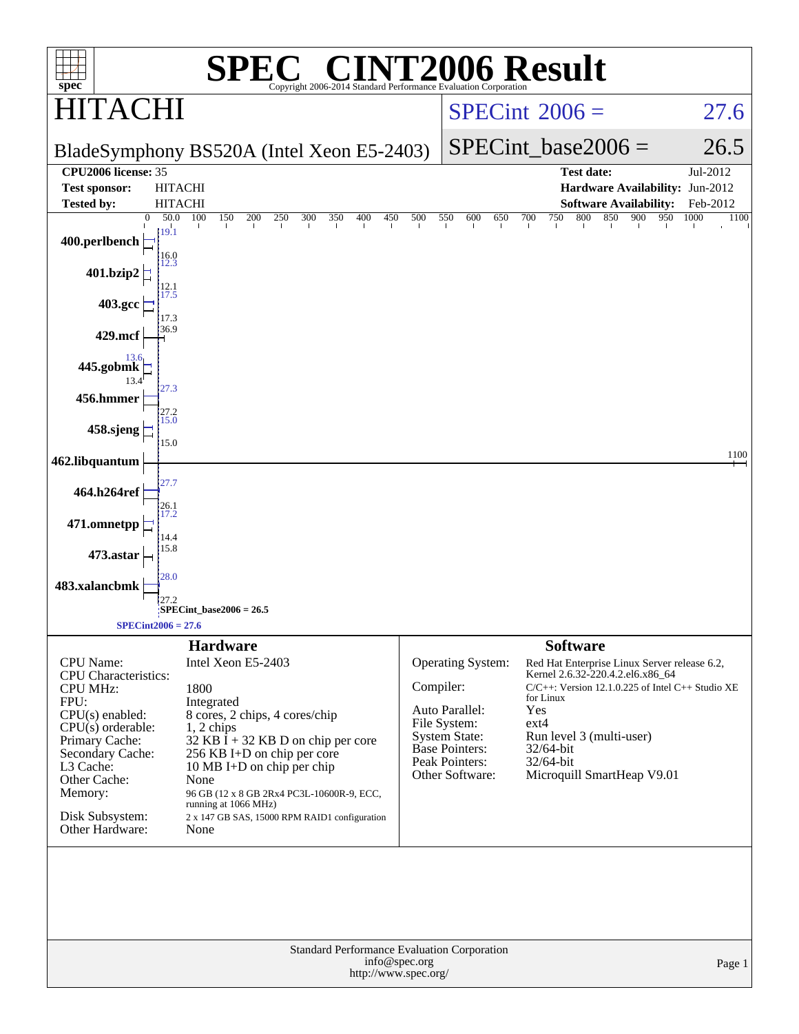# SPEC CINT2006 Result

Copyright 2006-2014 Standard Performance Evaluation Corporation

## HITACHI

BladeSymphony BS520A (Intel Xeon E5-2403)

SPECint 2006 = 27.6

SPECint_base2006 = 26.5

| | | | |
|---|---|---|---|
| **CPU2006 license:** 35 | | **Test date:** | Jul-2012 |
| **Test sponsor:** | HITACHI | **Hardware Availability:** | Jun-2012 |
| **Tested by:** | HITACHI | **Software Availability:** | Feb-2012 |

| Benchmark | Peak | Base |
|---|---|---|
| 400.perlbench | 19.1 | 16.0 |
| 401.bzip2 | 12.3 | 12.1 |
| 403.gcc | 17.5 | 17.3 |
| 429.mcf | 36.9 | |
| 445.gobmk | 13.6 | 13.4 |
| 456.hmmer | 27.3 | 27.2 |
| 458.sjeng | 15.0 | 15.0 |
| 462.libquantum | 1100 | |
| 464.h264ref | 27.7 | 26.1 |
| 471.omnetpp | 17.2 | 14.4 |
| 473.astar | 15.8 | |
| 483.xalancbmk | 28.0 | 27.2 |

SPECint_base2006 = 26.5

SPECint2006 = 27.6

## Hardware

| | |
|---|---|
| CPU Name: | Intel Xeon E5-2403 |
| CPU Characteristics: | |
| CPU MHz: | 1800 |
| FPU: | Integrated |
| CPU(s) enabled: | 8 cores, 2 chips, 4 cores/chip |
| CPU(s) orderable: | 1, 2 chips |
| Primary Cache: | 32 KB I + 32 KB D on chip per core |
| Secondary Cache: | 256 KB I+D on chip per core |
| L3 Cache: | 10 MB I+D on chip per chip |
| Other Cache: | None |
| Memory: | 96 GB (12 x 8 GB 2Rx4 PC3L-10600R-9, ECC, running at 1066 MHz) |
| Disk Subsystem: | 2 x 147 GB SAS, 15000 RPM RAID1 configuration |
| Other Hardware: | None |

## Software

| | |
|---|---|
| Operating System: | Red Hat Enterprise Linux Server release 6.2, Kernel 2.6.32-220.4.2.el6.x86_64 |
| Compiler: | C/C++: Version 12.1.0.225 of Intel C++ Studio XE for Linux |
| Auto Parallel: | Yes |
| File System: | ext4 |
| System State: | Run level 3 (multi-user) |
| Base Pointers: | 32/64-bit |
| Peak Pointers: | 32/64-bit |
| Other Software: | Microquill SmartHeap V9.01 |

Standard Performance Evaluation Corporation
info@spec.org
http://www.spec.org/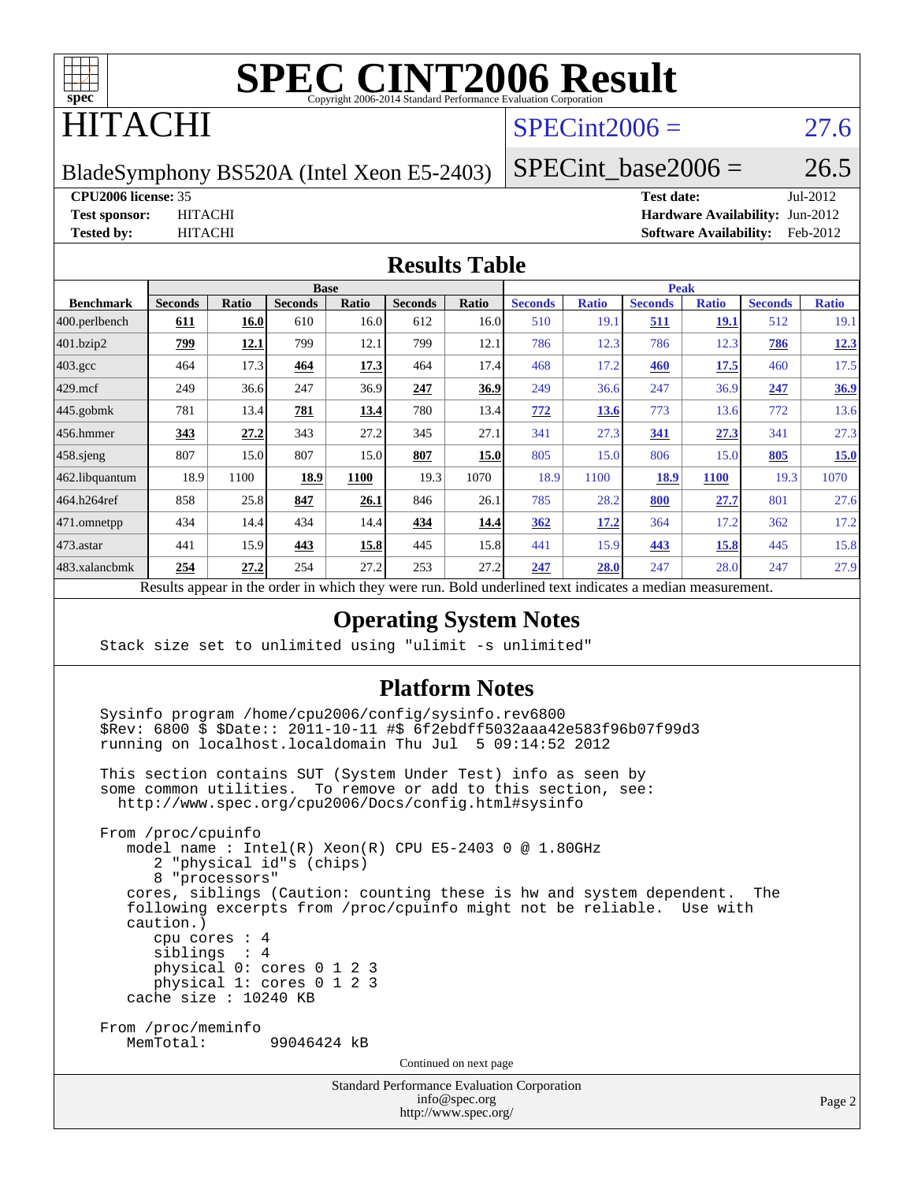# SPEC CINT2006 Result

Copyright 2006-2014 Standard Performance Evaluation Corporation

## HITACHI

BladeSymphony BS520A (Intel Xeon E5-2403)

SPECint2006 = 27.6

SPECint_base2006 = 26.5

**CPU2006 license:** 35
**Test sponsor:** HITACHI
**Tested by:** HITACHI

**Test date:** Jul-2012
**Hardware Availability:** Jun-2012
**Software Availability:** Feb-2012

## Results Table

| Benchmark | Base | | | | | | Peak | | | | | |
|---|---|---|---|---|---|---|---|---|---|---|---|---|
| | Seconds | Ratio | Seconds | Ratio | Seconds | Ratio | Seconds | Ratio | Seconds | Ratio | Seconds | Ratio |
| 400.perlbench | **611** | **16.0** | 610 | 16.0 | 612 | 16.0 | 510 | 19.1 | **511** | **19.1** | 512 | 19.1 |
| 401.bzip2 | **799** | **12.1** | 799 | 12.1 | 799 | 12.1 | 786 | 12.3 | 786 | 12.3 | **786** | **12.3** |
| 403.gcc | 464 | 17.3 | **464** | **17.3** | 464 | 17.4 | 468 | 17.2 | **460** | **17.5** | 460 | 17.5 |
| 429.mcf | 249 | 36.6 | 247 | 36.9 | **247** | **36.9** | 249 | 36.6 | 247 | 36.9 | **247** | **36.9** |
| 445.gobmk | 781 | 13.4 | **781** | **13.4** | 780 | 13.4 | **772** | **13.6** | 773 | 13.6 | 772 | 13.6 |
| 456.hmmer | **343** | **27.2** | 343 | 27.2 | 345 | 27.1 | 341 | 27.3 | **341** | **27.3** | 341 | 27.3 |
| 458.sjeng | 807 | 15.0 | 807 | 15.0 | **807** | **15.0** | 805 | 15.0 | 806 | 15.0 | **805** | **15.0** |
| 462.libquantum | 18.9 | 1100 | **18.9** | **1100** | 19.3 | 1070 | 18.9 | 1100 | **18.9** | **1100** | 19.3 | 1070 |
| 464.h264ref | 858 | 25.8 | **847** | **26.1** | 846 | 26.1 | 785 | 28.2 | **800** | **27.7** | 801 | 27.6 |
| 471.omnetpp | 434 | 14.4 | 434 | 14.4 | **434** | **14.4** | **362** | **17.2** | 364 | 17.2 | 362 | 17.2 |
| 473.astar | 441 | 15.9 | **443** | **15.8** | 445 | 15.8 | 441 | 15.9 | **443** | **15.8** | 445 | 15.8 |
| 483.xalancbmk | **254** | **27.2** | 254 | 27.2 | 253 | 27.2 | **247** | **28.0** | 247 | 28.0 | 247 | 27.9 |

Results appear in the order in which they were run. Bold underlined text indicates a median measurement.

## Operating System Notes

```
Stack size set to unlimited using "ulimit -s unlimited"
```

## Platform Notes

```
Sysinfo program /home/cpu2006/config/sysinfo.rev6800
$Rev: 6800 $ $Date:: 2011-10-11 #$ 6f2ebdff5032aaa42e583f96b07f99d3
running on localhost.localdomain Thu Jul  5 09:14:52 2012

This section contains SUT (System Under Test) info as seen by
some common utilities.  To remove or add to this section, see:
  http://www.spec.org/cpu2006/Docs/config.html#sysinfo

From /proc/cpuinfo
   model name : Intel(R) Xeon(R) CPU E5-2403 0 @ 1.80GHz
      2 "physical id"s (chips)
      8 "processors"
   cores, siblings (Caution: counting these is hw and system dependent.  The
   following excerpts from /proc/cpuinfo might not be reliable.  Use with
   caution.)
      cpu cores : 4
      siblings  : 4
      physical 0: cores 0 1 2 3
      physical 1: cores 0 1 2 3
   cache size : 10240 KB

From /proc/meminfo
   MemTotal:       99046424 kB
```

Continued on next page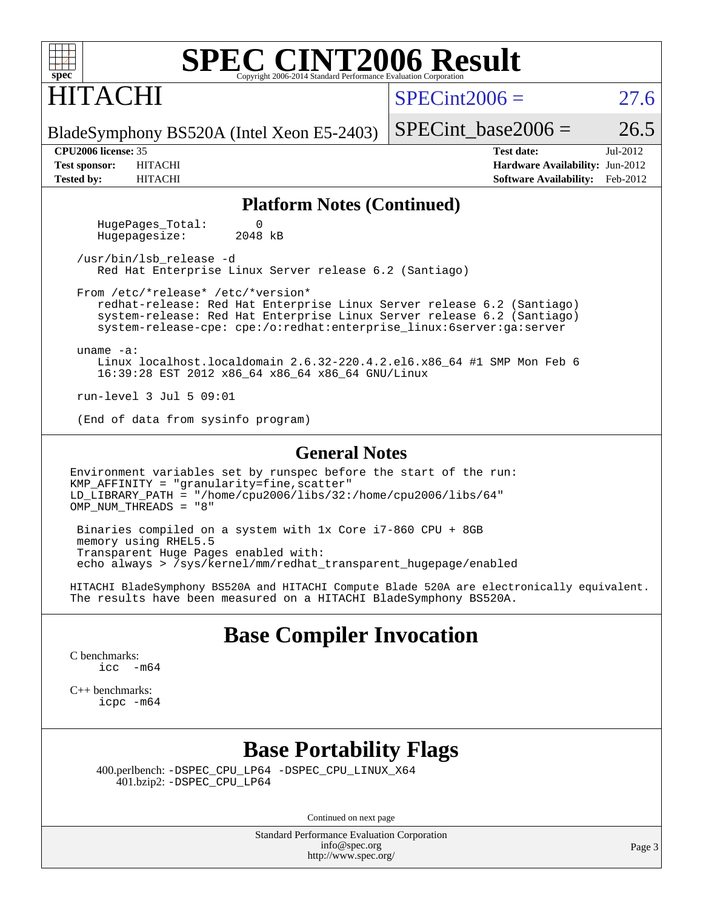## Platform Notes (Continued)

```
    HugePages_Total:       0
    Hugepagesize:       2048 kB

 /usr/bin/lsb_release -d
    Red Hat Enterprise Linux Server release 6.2 (Santiago)

 From /etc/*release* /etc/*version*
    redhat-release: Red Hat Enterprise Linux Server release 6.2 (Santiago)
    system-release: Red Hat Enterprise Linux Server release 6.2 (Santiago)
    system-release-cpe: cpe:/o:redhat:enterprise_linux:6server:ga:server

 uname -a:
    Linux localhost.localdomain 2.6.32-220.4.2.el6.x86_64 #1 SMP Mon Feb 6
    16:39:28 EST 2012 x86_64 x86_64 x86_64 GNU/Linux

 run-level 3 Jul 5 09:01

 (End of data from sysinfo program)
```

## General Notes

```
Environment variables set by runspec before the start of the run:
KMP_AFFINITY = "granularity=fine,scatter"
LD_LIBRARY_PATH = "/home/cpu2006/libs/32:/home/cpu2006/libs/64"
OMP_NUM_THREADS = "8"

 Binaries compiled on a system with 1x Core i7-860 CPU + 8GB
 memory using RHEL5.5
 Transparent Huge Pages enabled with:
 echo always > /sys/kernel/mm/redhat_transparent_hugepage/enabled

HITACHI BladeSymphony BS520A and HITACHI Compute Blade 520A are electronically equivalent.
The results have been measured on a HITACHI BladeSymphony BS520A.
```

## Base Compiler Invocation

C benchmarks:
```
icc  -m64
```

C++ benchmarks:
```
icpc -m64
```

## Base Portability Flags

400.perlbench: `-DSPEC_CPU_LP64 -DSPEC_CPU_LINUX_X64`
401.bzip2: `-DSPEC_CPU_LP64`

Continued on next page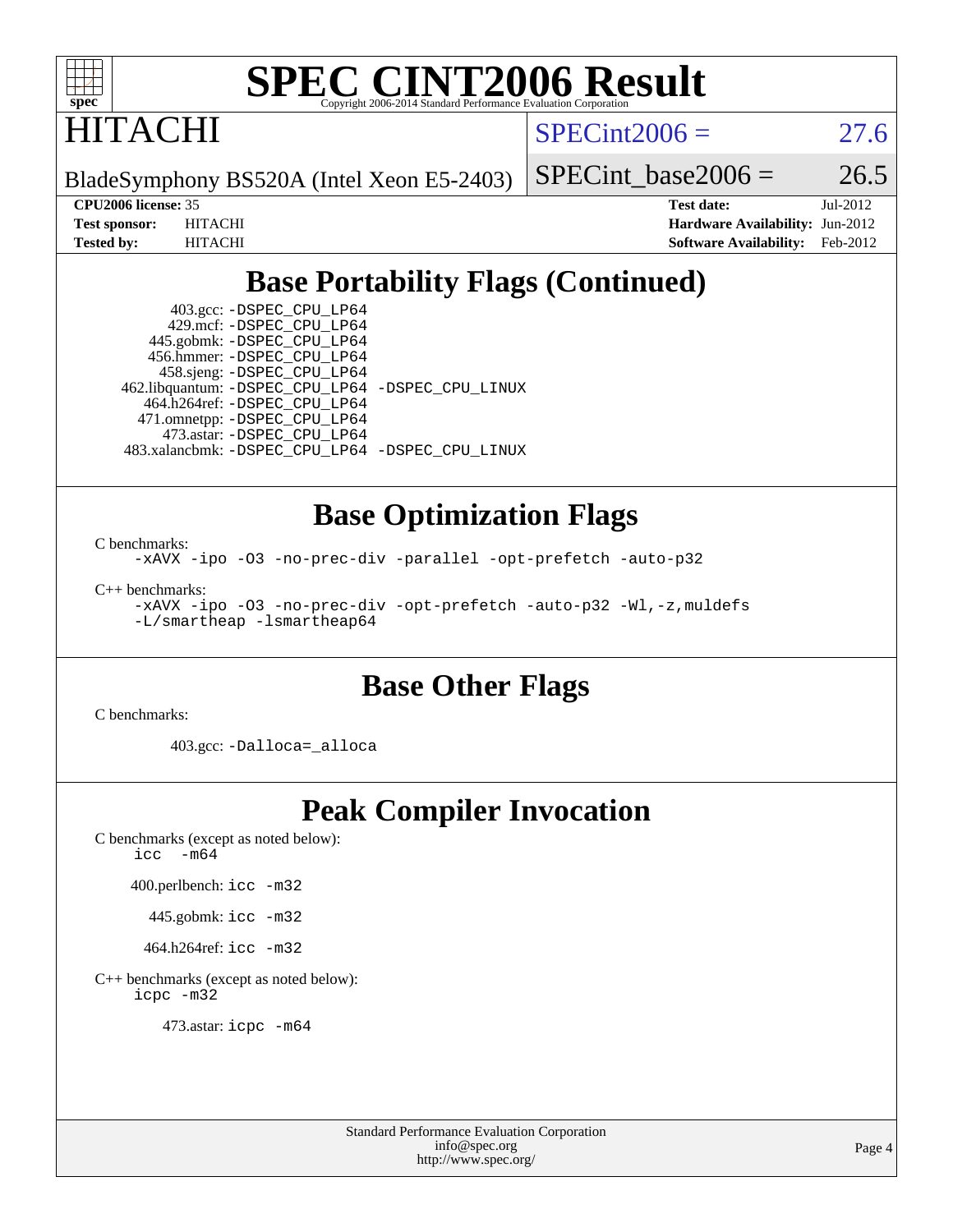# SPEC CINT2006 Result

Copyright 2006-2014 Standard Performance Evaluation Corporation

# HITACHI

BladeSymphony BS520A (Intel Xeon E5-2403)

SPECint2006 = 27.6

SPECint_base2006 = 26.5

**CPU2006 license:** 35
**Test sponsor:** HITACHI
**Tested by:** HITACHI

**Test date:** Jul-2012
**Hardware Availability:** Jun-2012
**Software Availability:** Feb-2012

## Base Portability Flags (Continued)

403.gcc: -DSPEC_CPU_LP64
429.mcf: -DSPEC_CPU_LP64
445.gobmk: -DSPEC_CPU_LP64
456.hmmer: -DSPEC_CPU_LP64
458.sjeng: -DSPEC_CPU_LP64
462.libquantum: -DSPEC_CPU_LP64 -DSPEC_CPU_LINUX
464.h264ref: -DSPEC_CPU_LP64
471.omnetpp: -DSPEC_CPU_LP64
473.astar: -DSPEC_CPU_LP64
483.xalancbmk: -DSPEC_CPU_LP64 -DSPEC_CPU_LINUX

## Base Optimization Flags

C benchmarks:

-xAVX -ipo -O3 -no-prec-div -parallel -opt-prefetch -auto-p32

C++ benchmarks:

-xAVX -ipo -O3 -no-prec-div -opt-prefetch -auto-p32 -Wl,-z,muldefs
-L/smartheap -lsmartheap64

## Base Other Flags

C benchmarks:

403.gcc: -Dalloca=_alloca

## Peak Compiler Invocation

C benchmarks (except as noted below):
icc -m64

400.perlbench: icc -m32

445.gobmk: icc -m32

464.h264ref: icc -m32

C++ benchmarks (except as noted below):
icpc -m32

473.astar: icpc -m64

Standard Performance Evaluation Corporation
info@spec.org
http://www.spec.org/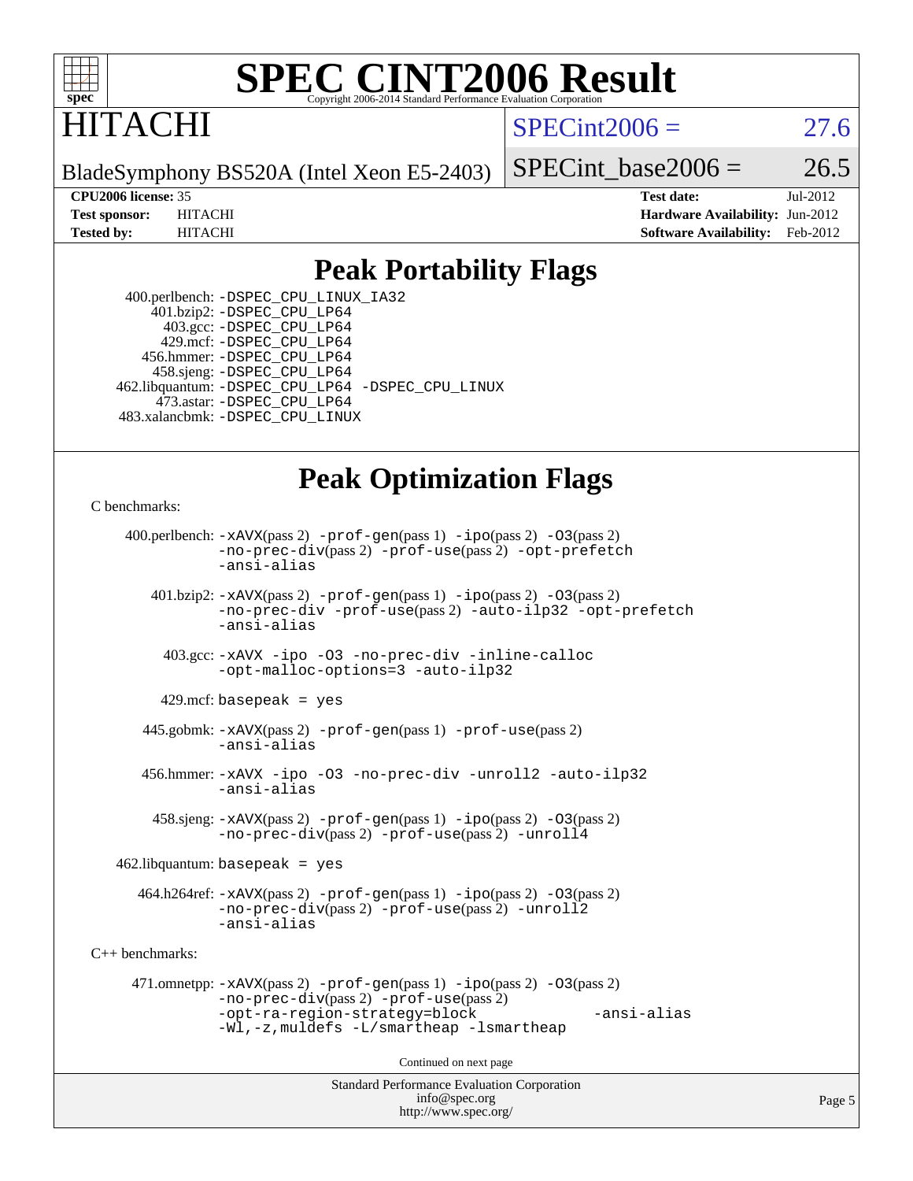# SPEC CINT2006 Result

Copyright 2006-2014 Standard Performance Evaluation Corporation

## HITACHI

BladeSymphony BS520A (Intel Xeon E5-2403)

SPECint2006 = 27.6

SPECint_base2006 = 26.5

| | | | |
|---|---|---|---|
| **CPU2006 license:** 35 | | **Test date:** | Jul-2012 |
| **Test sponsor:** | HITACHI | **Hardware Availability:** | Jun-2012 |
| **Tested by:** | HITACHI | **Software Availability:** | Feb-2012 |

## Peak Portability Flags

400.perlbench: `-DSPEC_CPU_LINUX_IA32`
401.bzip2: `-DSPEC_CPU_LP64`
403.gcc: `-DSPEC_CPU_LP64`
429.mcf: `-DSPEC_CPU_LP64`
456.hmmer: `-DSPEC_CPU_LP64`
458.sjeng: `-DSPEC_CPU_LP64`
462.libquantum: `-DSPEC_CPU_LP64 -DSPEC_CPU_LINUX`
473.astar: `-DSPEC_CPU_LP64`
483.xalancbmk: `-DSPEC_CPU_LINUX`

## Peak Optimization Flags

C benchmarks:

400.perlbench: `-xAVX`(pass 2) `-prof-gen`(pass 1) `-ipo`(pass 2) `-O3`(pass 2) `-no-prec-div`(pass 2) `-prof-use`(pass 2) `-opt-prefetch` `-ansi-alias`

401.bzip2: `-xAVX`(pass 2) `-prof-gen`(pass 1) `-ipo`(pass 2) `-O3`(pass 2) `-no-prec-div` `-prof-use`(pass 2) `-auto-ilp32` `-opt-prefetch` `-ansi-alias`

403.gcc: `-xAVX -ipo -O3 -no-prec-div -inline-calloc -opt-malloc-options=3 -auto-ilp32`

429.mcf: `basepeak = yes`

445.gobmk: `-xAVX`(pass 2) `-prof-gen`(pass 1) `-prof-use`(pass 2) `-ansi-alias`

456.hmmer: `-xAVX -ipo -O3 -no-prec-div -unroll2 -auto-ilp32 -ansi-alias`

458.sjeng: `-xAVX`(pass 2) `-prof-gen`(pass 1) `-ipo`(pass 2) `-O3`(pass 2) `-no-prec-div`(pass 2) `-prof-use`(pass 2) `-unroll4`

462.libquantum: `basepeak = yes`

464.h264ref: `-xAVX`(pass 2) `-prof-gen`(pass 1) `-ipo`(pass 2) `-O3`(pass 2) `-no-prec-div`(pass 2) `-prof-use`(pass 2) `-unroll2` `-ansi-alias`

C++ benchmarks:

471.omnetpp: `-xAVX`(pass 2) `-prof-gen`(pass 1) `-ipo`(pass 2) `-O3`(pass 2) `-no-prec-div`(pass 2) `-prof-use`(pass 2) `-opt-ra-region-strategy=block` `-ansi-alias` `-Wl,-z,muldefs -L/smartheap -lsmartheap`

Continued on next page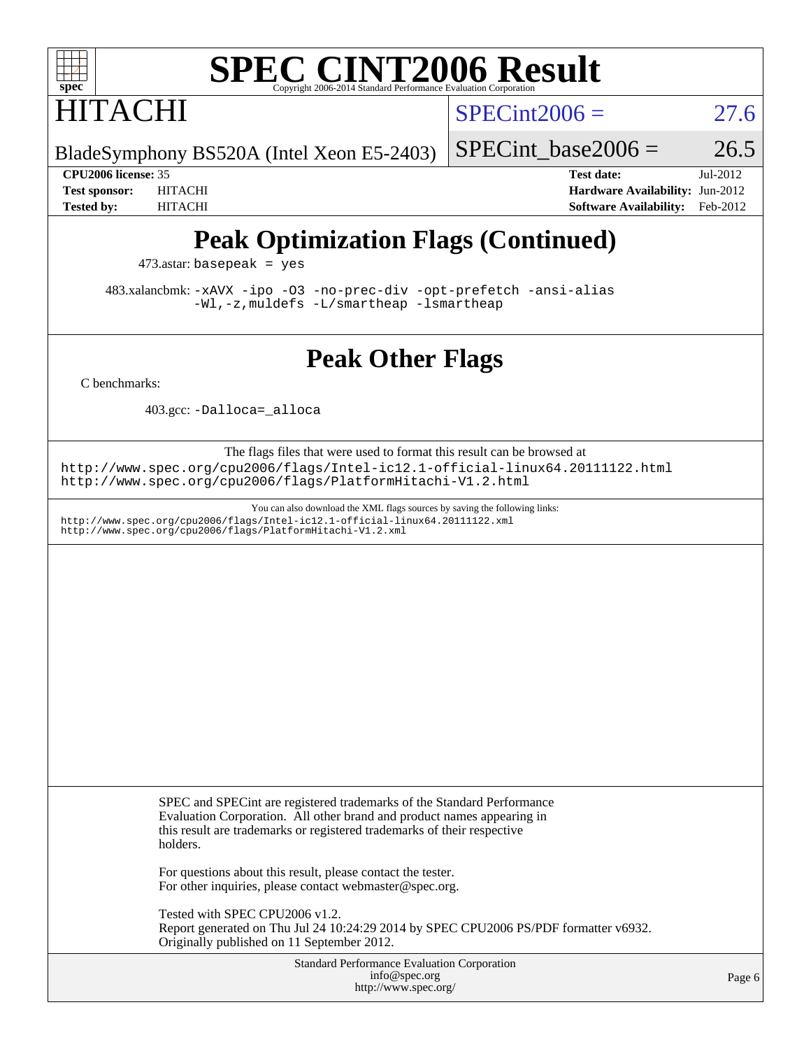# Peak Optimization Flags (Continued)

473.astar: basepeak = yes

483.xalancbmk: -xAVX -ipo -O3 -no-prec-div -opt-prefetch -ansi-alias -Wl,-z,muldefs -L/smartheap -lsmartheap

# Peak Other Flags

C benchmarks:

403.gcc: -Dalloca=_alloca

The flags files that were used to format this result can be browsed at
http://www.spec.org/cpu2006/flags/Intel-ic12.1-official-linux64.20111122.html
http://www.spec.org/cpu2006/flags/PlatformHitachi-V1.2.html

You can also download the XML flags sources by saving the following links:
http://www.spec.org/cpu2006/flags/Intel-ic12.1-official-linux64.20111122.xml
http://www.spec.org/cpu2006/flags/PlatformHitachi-V1.2.xml

SPEC and SPECint are registered trademarks of the Standard Performance Evaluation Corporation. All other brand and product names appearing in this result are trademarks or registered trademarks of their respective holders.

For questions about this result, please contact the tester.
For other inquiries, please contact webmaster@spec.org.

Tested with SPEC CPU2006 v1.2.
Report generated on Thu Jul 24 10:24:29 2014 by SPEC CPU2006 PS/PDF formatter v6932.
Originally published on 11 September 2012.